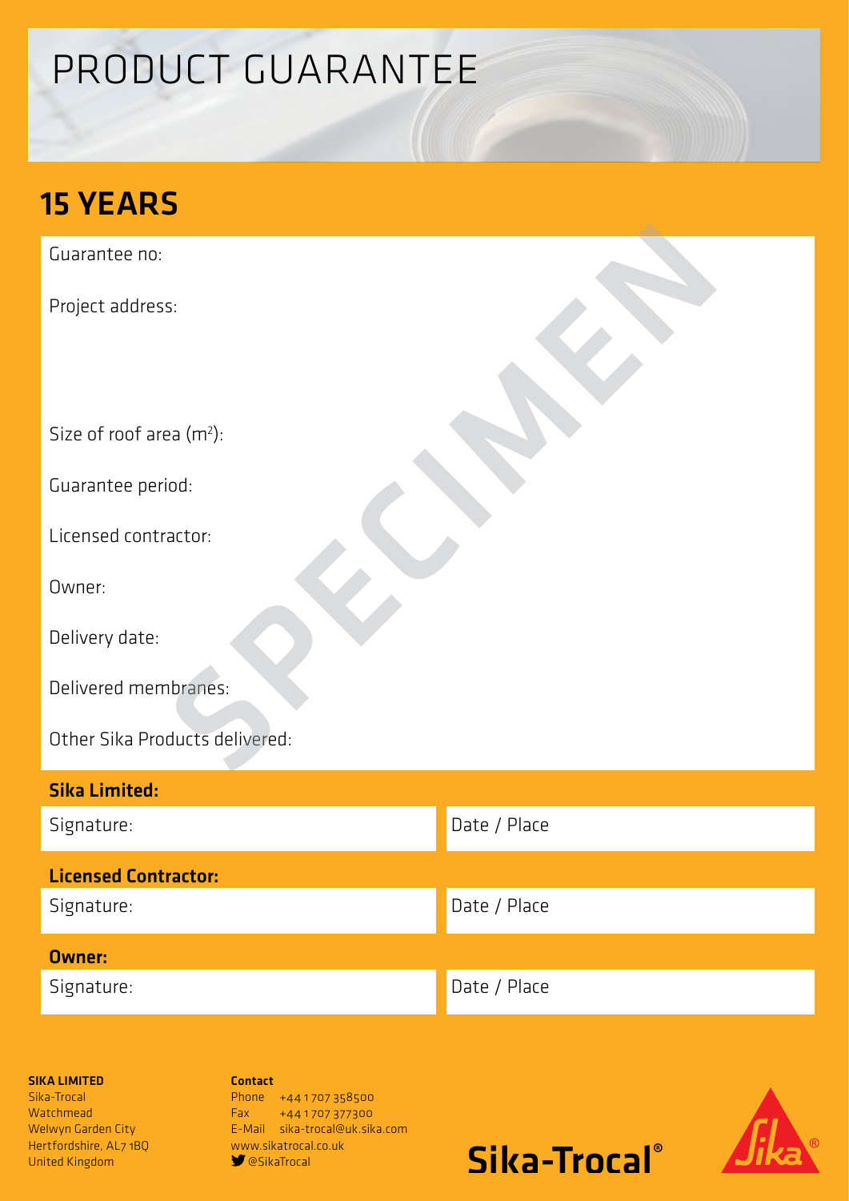# PRODUCT GUARANTEE

## 15 YEARS

Guarantee no:

Project address:

Size of roof area ($m^2$):

Guarantee period:

Licensed contractor:

Owner:

Delivery date:

Delivered membranes:

Other Sika Products delivered:

SPECIMEN

**Sika Limited:**

| Signature: | Date / Place |
|---|---|

**Licensed Contractor:**

| Signature: | Date / Place |
|---|---|

**Owner:**

| Signature: | Date / Place |
|---|---|

**SIKA LIMITED**
Sika-Trocal
Watchmead
Welwyn Garden City
Hertfordshire, AL7 1BQ
United Kingdom

**Contact**
Phone +44 1707 358500
Fax +44 1707 377300
E-Mail sika-trocal@uk.sika.com
www.sikatrocal.co.uk
@SikaTrocal

Sika-Trocal®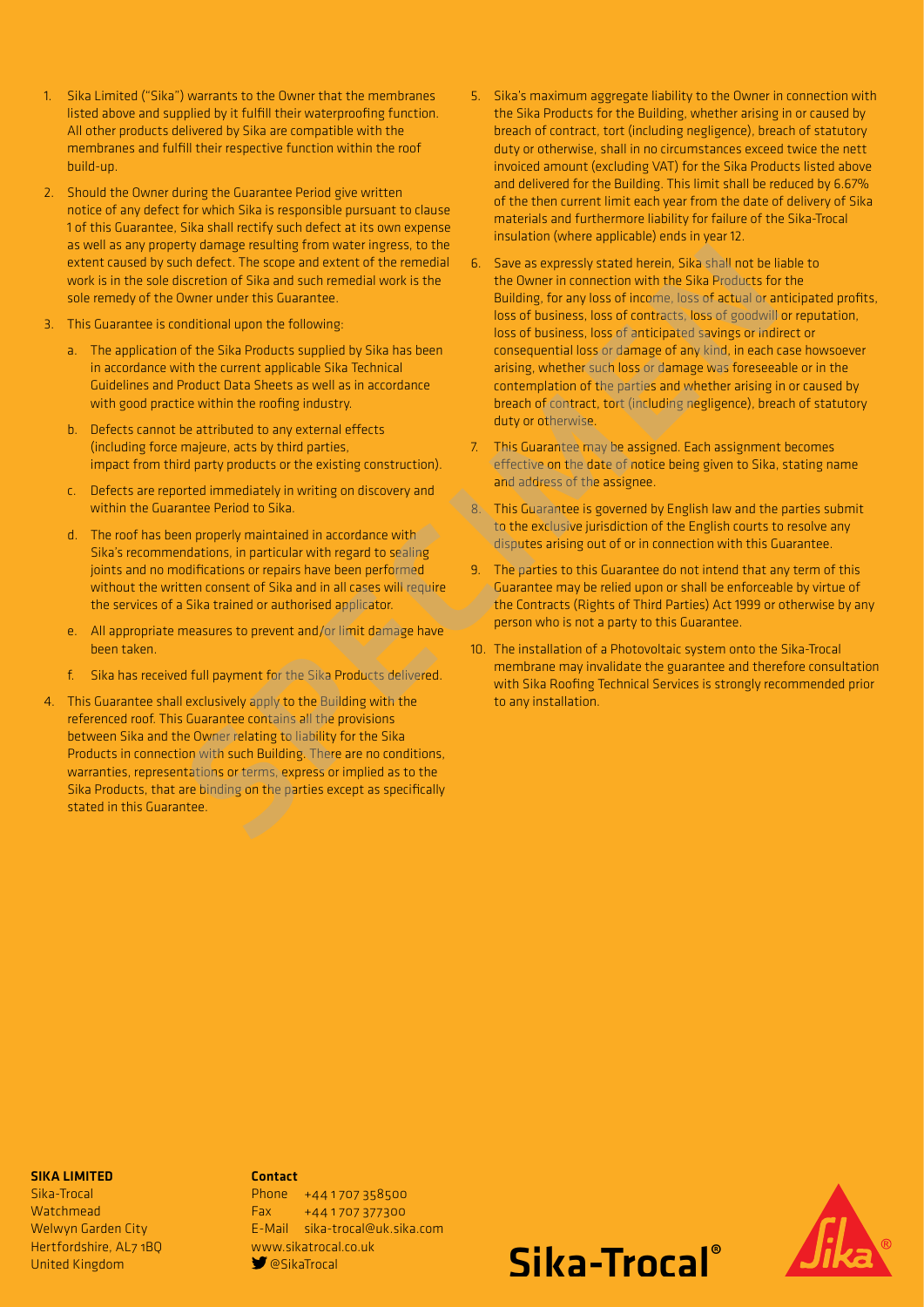1. Sika Limited ("Sika") warrants to the Owner that the membranes listed above and supplied by it fulfill their waterproofing function. All other products delivered by Sika are compatible with the membranes and fulfill their respective function within the roof build-up.
2. Should the Owner during the Guarantee Period give written notice of any defect for which Sika is responsible pursuant to clause 1 of this Guarantee, Sika shall rectify such defect at its own expense as well as any property damage resulting from water ingress, to the extent caused by such defect. The scope and extent of the remedial work is in the sole discretion of Sika and such remedial work is the sole remedy of the Owner under this Guarantee.
3. This Guarantee is conditional upon the following:
   a. The application of the Sika Products supplied by Sika has been in accordance with the current applicable Sika Technical Guidelines and Product Data Sheets as well as in accordance with good practice within the roofing industry.
   b. Defects cannot be attributed to any external effects (including force majeure, acts by third parties, impact from third party products or the existing construction).
   c. Defects are reported immediately in writing on discovery and within the Guarantee Period to Sika.
   d. The roof has been properly maintained in accordance with Sika's recommendations, in particular with regard to sealing joints and no modifications or repairs have been performed without the written consent of Sika and in all cases will require the services of a Sika trained or authorised applicator.
   e. All appropriate measures to prevent and/or limit damage have been taken.
   f. Sika has received full payment for the Sika Products delivered.
4. This Guarantee shall exclusively apply to the Building with the referenced roof. This Guarantee contains all the provisions between Sika and the Owner relating to liability for the Sika Products in connection with such Building. There are no conditions, warranties, representations or terms, express or implied as to the Sika Products, that are binding on the parties except as specifically stated in this Guarantee.
5. Sika's maximum aggregate liability to the Owner in connection with the Sika Products for the Building, whether arising in or caused by breach of contract, tort (including negligence), breach of statutory duty or otherwise, shall in no circumstances exceed twice the nett invoiced amount (excluding VAT) for the Sika Products listed above and delivered for the Building. This limit shall be reduced by 6.67% of the then current limit each year from the date of delivery of Sika materials and furthermore liability for failure of the Sika-Trocal insulation (where applicable) ends in year 12.
6. Save as expressly stated herein, Sika shall not be liable to the Owner in connection with the Sika Products for the Building, for any loss of income, loss of actual or anticipated profits, loss of business, loss of contracts, loss of goodwill or reputation, loss of business, loss of anticipated savings or indirect or consequential loss or damage of any kind, in each case howsoever arising, whether such loss or damage was foreseeable or in the contemplation of the parties and whether arising in or caused by breach of contract, tort (including negligence), breach of statutory duty or otherwise.
7. This Guarantee may be assigned. Each assignment becomes effective on the date of notice being given to Sika, stating name and address of the assignee.
8. This Guarantee is governed by English law and the parties submit to the exclusive jurisdiction of the English courts to resolve any disputes arising out of or in connection with this Guarantee.
9. The parties to this Guarantee do not intend that any term of this Guarantee may be relied upon or shall be enforceable by virtue of the Contracts (Rights of Third Parties) Act 1999 or otherwise by any person who is not a party to this Guarantee.
10. The installation of a Photovoltaic system onto the Sika-Trocal membrane may invalidate the guarantee and therefore consultation with Sika Roofing Technical Services is strongly recommended prior to any installation.

**SIKA LIMITED**
Sika-Trocal
Watchmead
Welwyn Garden City
Hertfordshire, AL7 1BQ
United Kingdom

**Contact**
Phone +44 1707 358500
Fax +44 1707 377300
E-Mail sika-trocal@uk.sika.com
www.sikatrocal.co.uk
@SikaTrocal

Sika-Trocal®